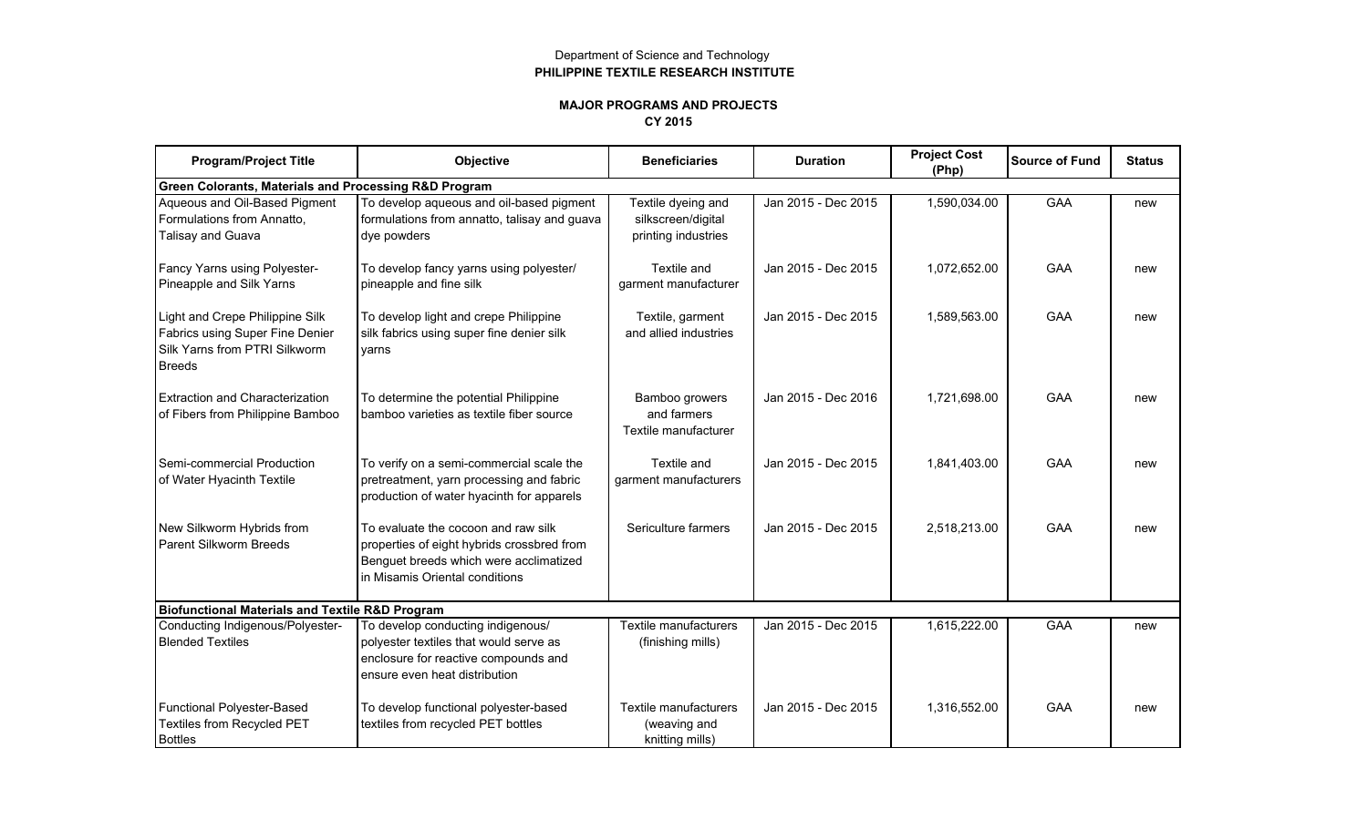Department of Science and Technology
**PHILIPPINE TEXTILE RESEARCH INSTITUTE**

**MAJOR PROGRAMS AND PROJECTS**
**CY 2015**

| Program/Project Title | Objective | Beneficiaries | Duration | Project Cost (Php) | Source of Fund | Status |
|---|---|---|---|---|---|---|
| **Green Colorants, Materials and Processing R&D Program** | | | | | | |
| Aqueous and Oil-Based Pigment Formulations from Annatto, Talisay and Guava | To develop aqueous and oil-based pigment formulations from annatto, talisay and guava dye powders | Textile dyeing and silkscreen/digital printing industries | Jan 2015 - Dec 2015 | 1,590,034.00 | GAA | new |
| Fancy Yarns using Polyester-Pineapple and Silk Yarns | To develop fancy yarns using polyester/ pineapple and fine silk | Textile and garment manufacturer | Jan 2015 - Dec 2015 | 1,072,652.00 | GAA | new |
| Light and Crepe Philippine Silk Fabrics using Super Fine Denier Silk Yarns from PTRI Silkworm Breeds | To develop light and crepe Philippine silk fabrics using super fine denier silk yarns | Textile, garment and allied industries | Jan 2015 - Dec 2015 | 1,589,563.00 | GAA | new |
| Extraction and Characterization of Fibers from Philippine Bamboo | To determine the potential Philippine bamboo varieties as textile fiber source | Bamboo growers and farmers Textile manufacturer | Jan 2015 - Dec 2016 | 1,721,698.00 | GAA | new |
| Semi-commercial Production of Water Hyacinth Textile | To verify on a semi-commercial scale the pretreatment, yarn processing and fabric production of water hyacinth for apparels | Textile and garment manufacturers | Jan 2015 - Dec 2015 | 1,841,403.00 | GAA | new |
| New Silkworm Hybrids from Parent Silkworm Breeds | To evaluate the cocoon and raw silk properties of eight hybrids crossbred from Benguet breeds which were acclimatized in Misamis Oriental conditions | Sericulture farmers | Jan 2015 - Dec 2015 | 2,518,213.00 | GAA | new |
| **Biofunctional Materials and Textile R&D Program** | | | | | | |
| Conducting Indigenous/Polyester-Blended Textiles | To develop conducting indigenous/ polyester textiles that would serve as enclosure for reactive compounds and ensure even heat distribution | Textile manufacturers (finishing mills) | Jan 2015 - Dec 2015 | 1,615,222.00 | GAA | new |
| Functional Polyester-Based Textiles from Recycled PET Bottles | To develop functional polyester-based textiles from recycled PET bottles | Textile manufacturers (weaving and knitting mills) | Jan 2015 - Dec 2015 | 1,316,552.00 | GAA | new |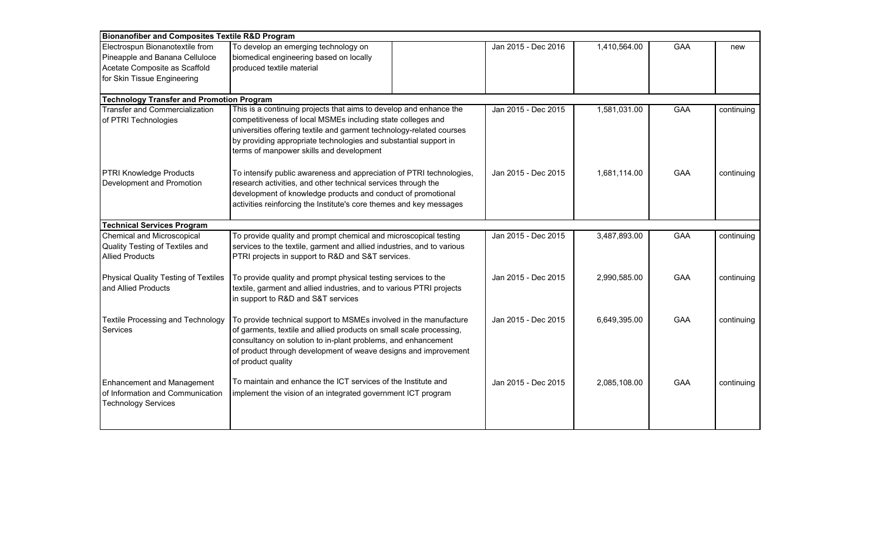| | | | | | | |
|---|---|---|---|---|---|---|
| **Bionanofiber and Composites Textile R&D Program** | | | | | | |
| Electrospun Bionanotextile from Pineapple and Banana Celluloce Acetate Composite as Scaffold for Skin Tissue Engineering | To develop an emerging technology on biomedical engineering based on locally produced textile material | | Jan 2015 - Dec 2016 | 1,410,564.00 | GAA | new |
| **Technology Transfer and Promotion Program** | | | | | | |
| Transfer and Commercialization of PTRI Technologies | This is a continuing projects that aims to develop and enhance the competitiveness of local MSMEs including state colleges and universities offering textile and garment technology-related courses by providing appropriate technologies and substantial support in terms of manpower skills and development | | Jan 2015 - Dec 2015 | 1,581,031.00 | GAA | continuing |
| PTRI Knowledge Products Development and Promotion | To intensify public awareness and appreciation of PTRI technologies, research activities, and other technical services through the development of knowledge products and conduct of promotional activities reinforcing the Institute's core themes and key messages | | Jan 2015 - Dec 2015 | 1,681,114.00 | GAA | continuing |
| **Technical Services Program** | | | | | | |
| Chemical and Microscopical Quality Testing of Textiles and Allied Products | To provide quality and prompt chemical and microscopical testing services to the textile, garment and allied industries, and to various PTRI projects in support to R&D and S&T services. | | Jan 2015 - Dec 2015 | 3,487,893.00 | GAA | continuing |
| Physical Quality Testing of Textiles and Allied Products | To provide quality and prompt physical testing services to the textile, garment and allied industries, and to various PTRI projects in support to R&D and S&T services | | Jan 2015 - Dec 2015 | 2,990,585.00 | GAA | continuing |
| Textile Processing and Technology Services | To provide technical support to MSMEs involved in the manufacture of garments, textile and allied products on small scale processing, consultancy on solution to in-plant problems, and enhancement of product through development of weave designs and improvement of product quality | | Jan 2015 - Dec 2015 | 6,649,395.00 | GAA | continuing |
| Enhancement and Management of Information and Communication Technology Services | To maintain and enhance the ICT services of the Institute and implement the vision of an integrated government ICT program | | Jan 2015 - Dec 2015 | 2,085,108.00 | GAA | continuing |